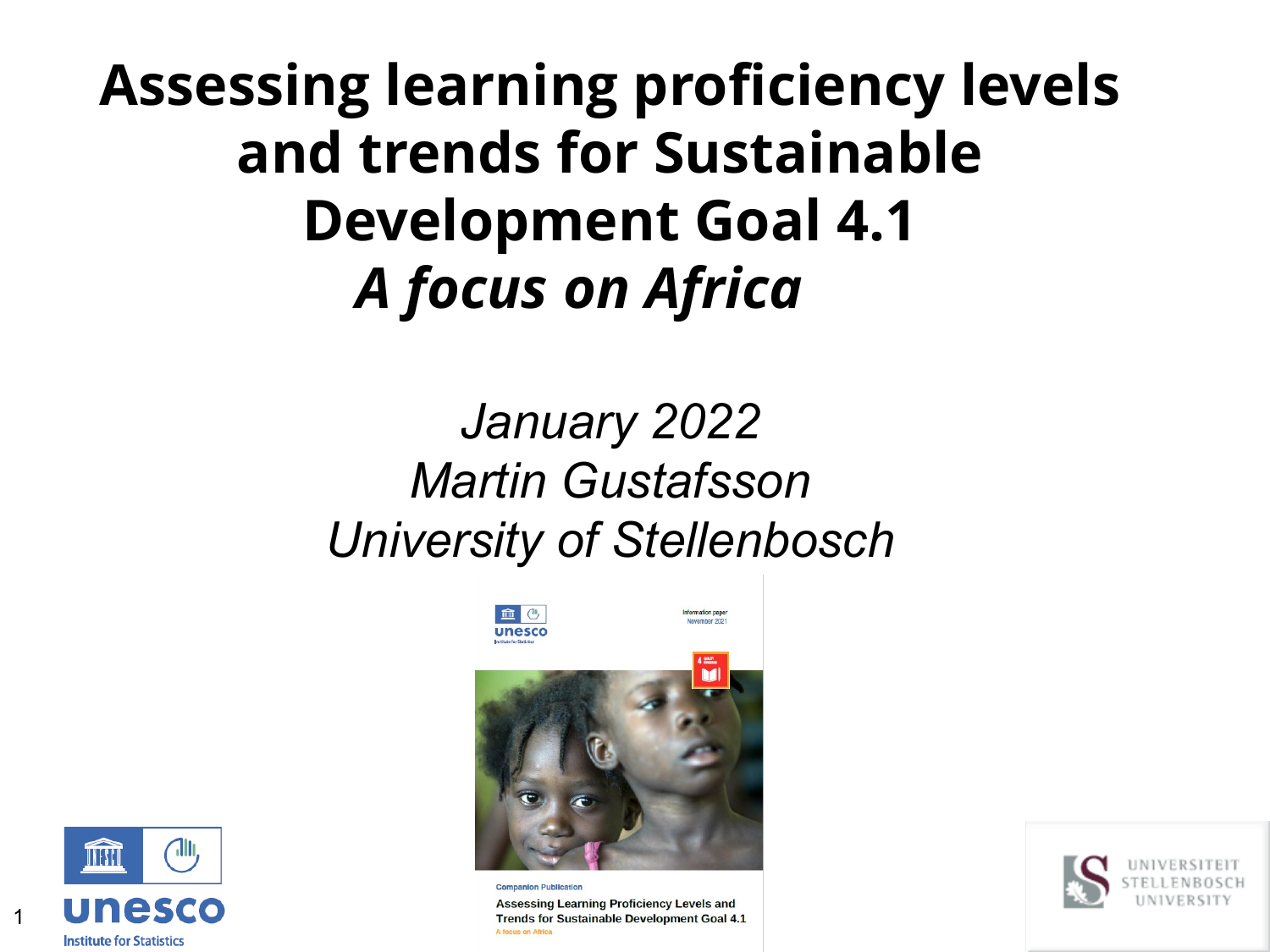# Assessing learning proficiency levels and trends for Sustainable Development Goal 4.1

## *A focus on Africa*

*January 2022*

*Martin Gustafsson*

*University of Stellenbosch*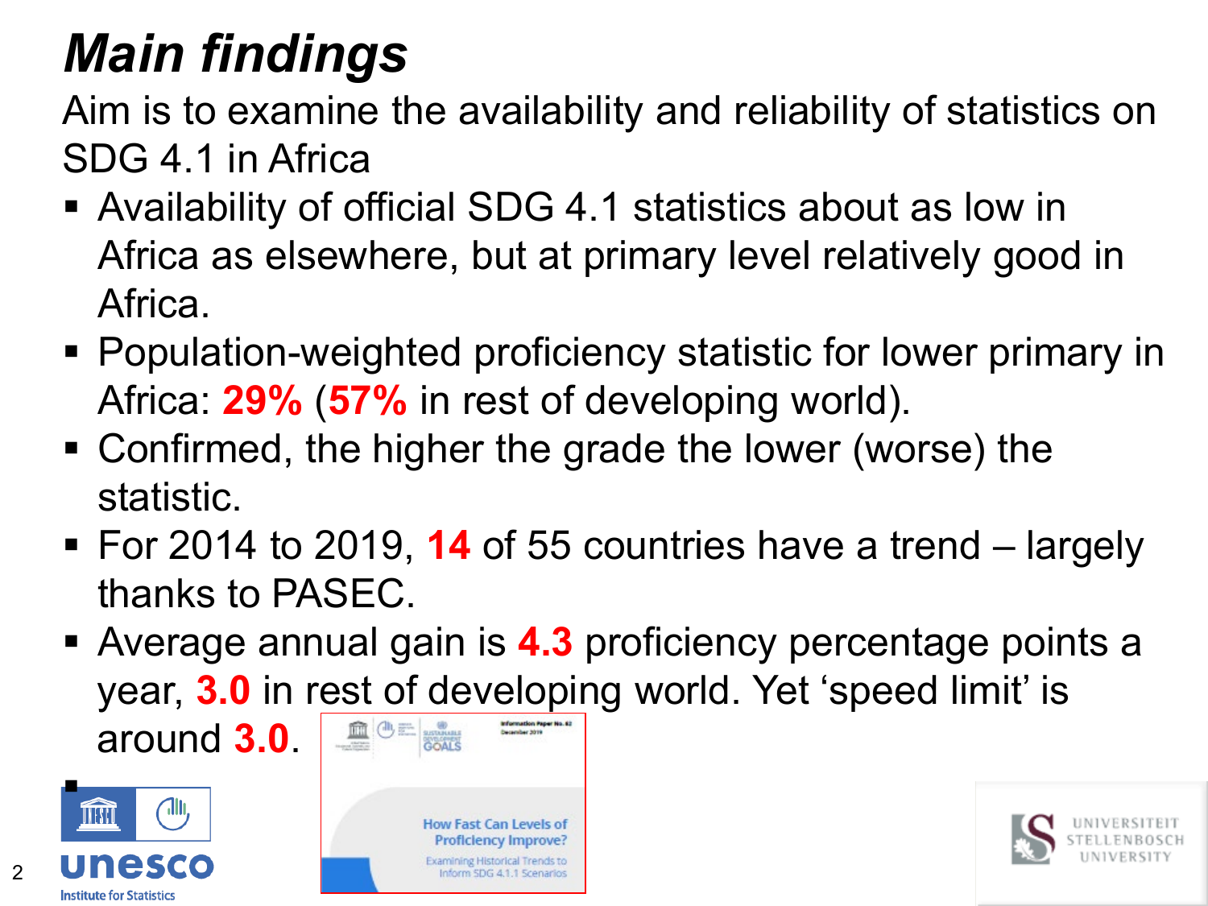# *Main findings*

Aim is to examine the availability and reliability of statistics on SDG 4.1 in Africa

- Availability of official SDG 4.1 statistics about as low in Africa as elsewhere, but at primary level relatively good in Africa.
- Population-weighted proficiency statistic for lower primary in Africa: **29%** (**57%** in rest of developing world).
- Confirmed, the higher the grade the lower (worse) the statistic.
- For 2014 to 2019, **14** of 55 countries have a trend – largely thanks to PASEC.
- Average annual gain is **4.3** proficiency percentage points a year, **3.0** in rest of developing world. Yet 'speed limit' is around **3.0**.

Information Paper No. 62
December 2019

How Fast Can Levels of Proficiency Improve?

Examining Historical Trends to Inform SDG 4.1.1 Scenarios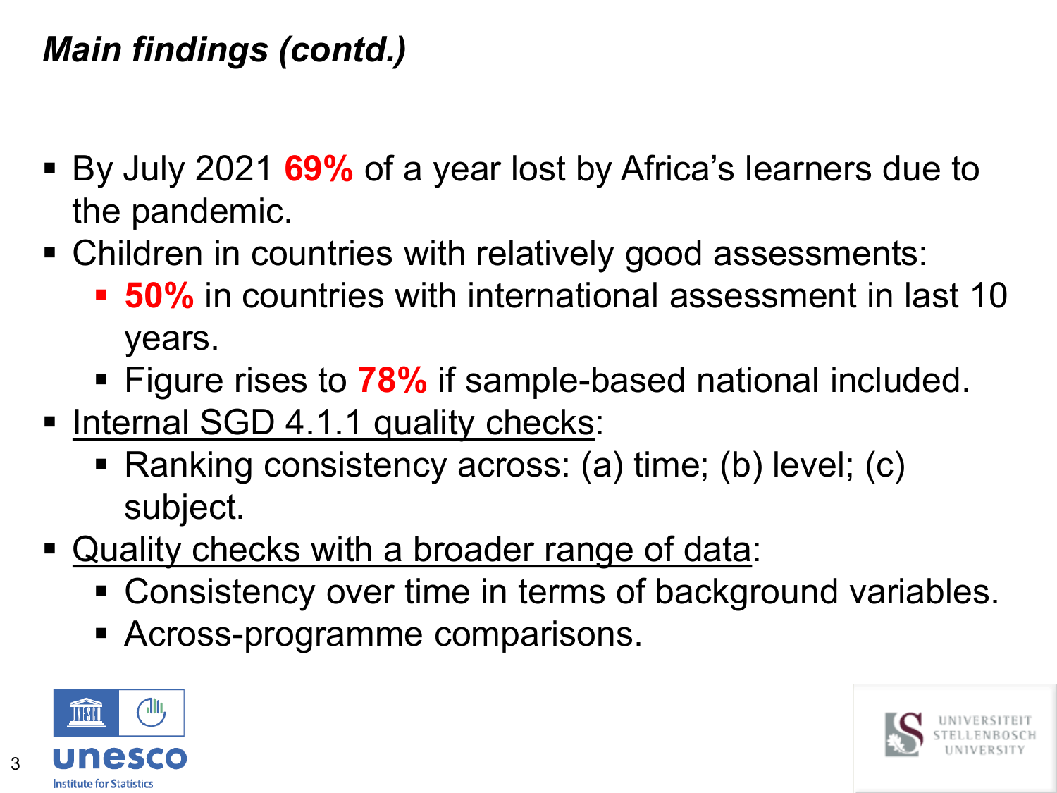## *Main findings (contd.)*

- By July 2021 **69%** of a year lost by Africa's learners due to the pandemic.
- Children in countries with relatively good assessments:
  - **50%** in countries with international assessment in last 10 years.
  - Figure rises to **78%** if sample-based national included.
- Internal SGD 4.1.1 quality checks:
  - Ranking consistency across: (a) time; (b) level; (c) subject.
- Quality checks with a broader range of data:
  - Consistency over time in terms of background variables.
  - Across-programme comparisons.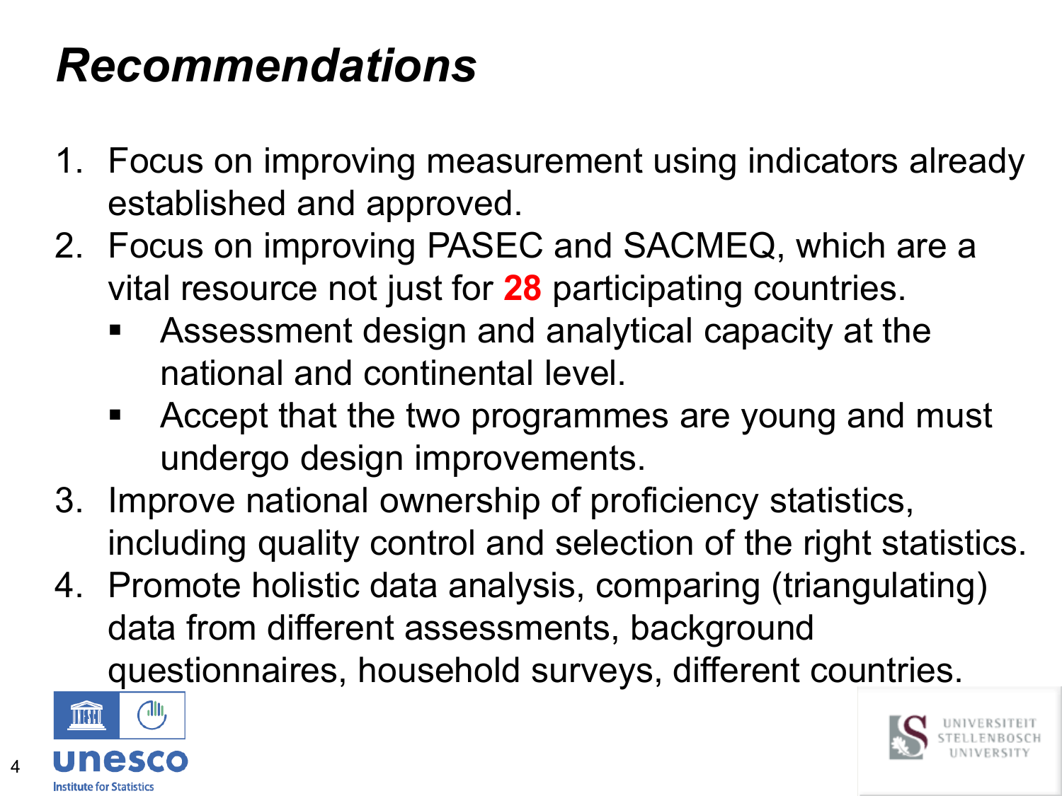# *Recommendations*

1. Focus on improving measurement using indicators already established and approved.
2. Focus on improving PASEC and SACMEQ, which are a vital resource not just for **28** participating countries.
   - Assessment design and analytical capacity at the national and continental level.
   - Accept that the two programmes are young and must undergo design improvements.
3. Improve national ownership of proficiency statistics, including quality control and selection of the right statistics.
4. Promote holistic data analysis, comparing (triangulating) data from different assessments, background questionnaires, household surveys, different countries.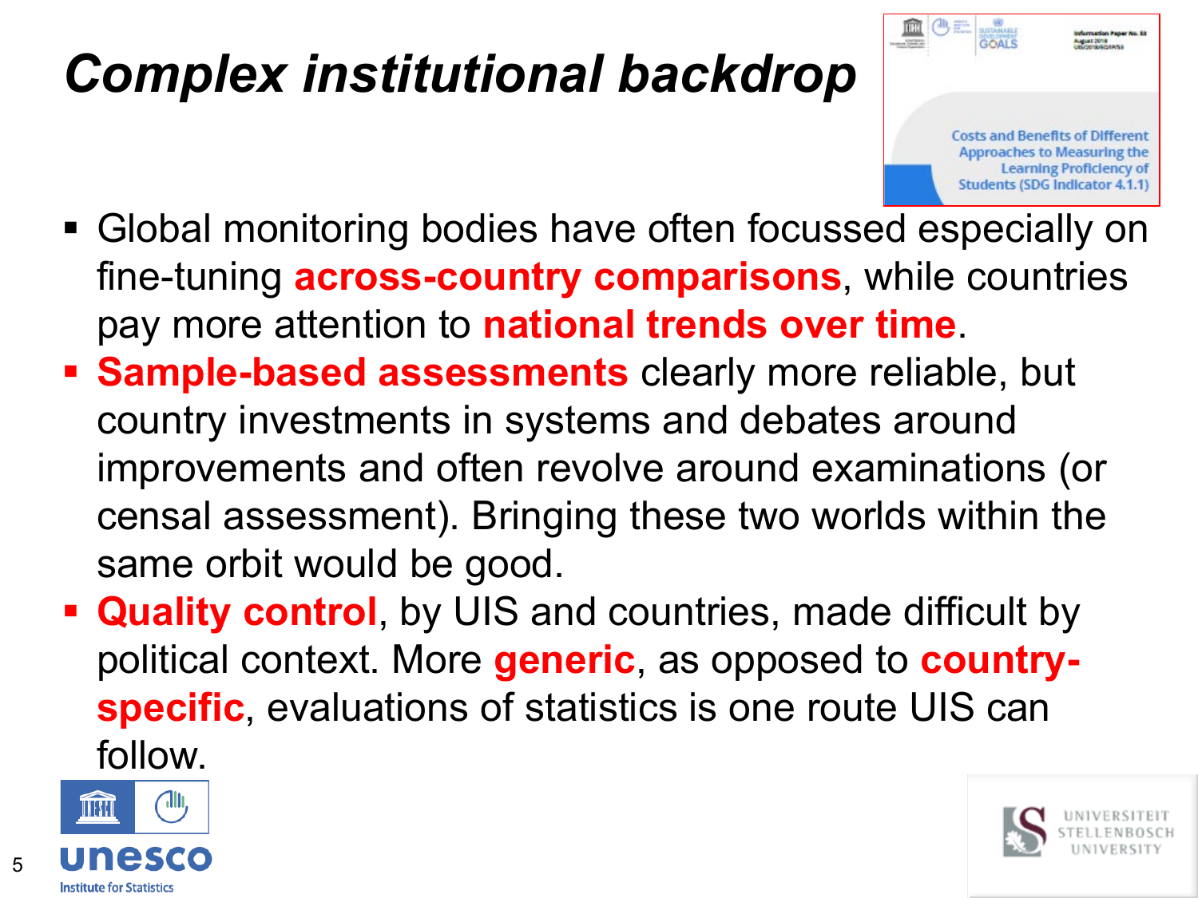# *Complex institutional backdrop*

- Global monitoring bodies have often focussed especially on fine-tuning **across-country comparisons**, while countries pay more attention to **national trends over time**.
- **Sample-based assessments** clearly more reliable, but country investments in systems and debates around improvements and often revolve around examinations (or censal assessment). Bringing these two worlds within the same orbit would be good.
- **Quality control**, by UIS and countries, made difficult by political context. More **generic**, as opposed to **country-specific**, evaluations of statistics is one route UIS can follow.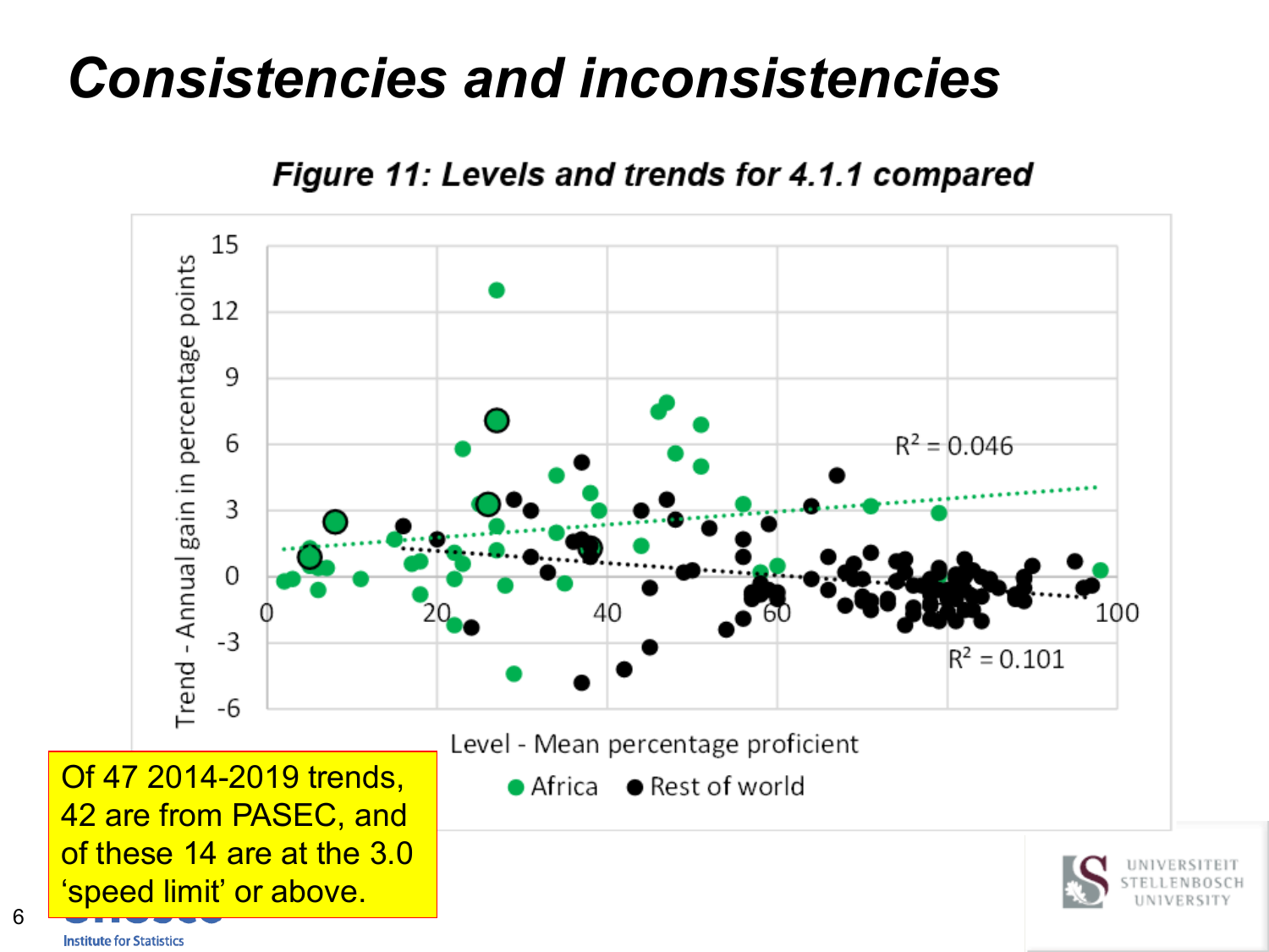# *Consistencies and inconsistencies*

***Figure 11: Levels and trends for 4.1.1 compared***

Trend - Annual gain in percentage points

Level - Mean percentage proficient

$R^2 = 0.046$

$R^2 = 0.101$

● Africa ● Rest of world

Of 47 2014-2019 trends, 42 are from PASEC, and of these 14 are at the 3.0 'speed limit' or above.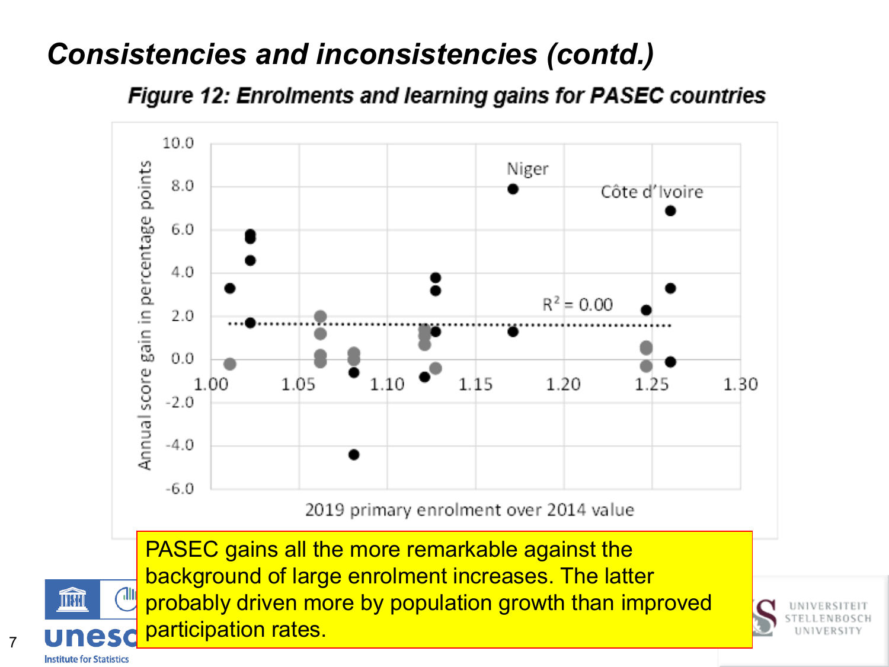# *Consistencies and inconsistencies (contd.)*

***Figure 12: Enrolments and learning gains for PASEC countries***

PASEC gains all the more remarkable against the background of large enrolment increases. The latter probably driven more by population growth than improved participation rates.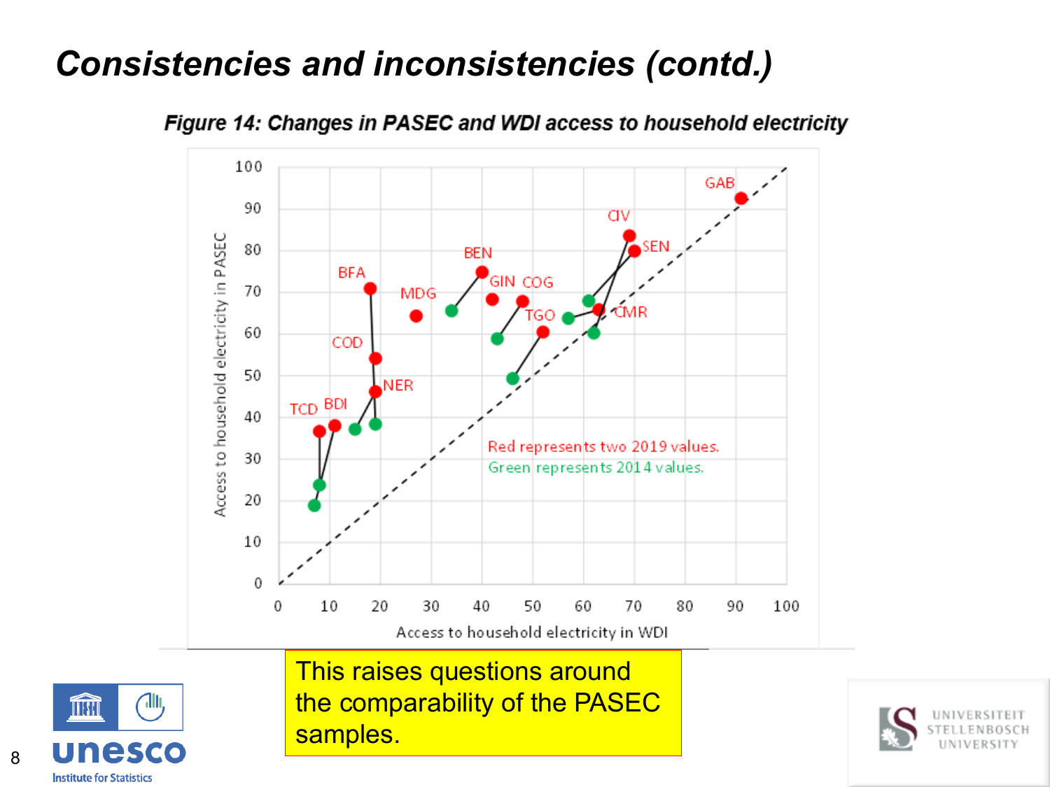# *Consistencies and inconsistencies (contd.)*

***Figure 14: Changes in PASEC and WDI access to household electricity***

Red represents two 2019 values.
Green represents 2014 values.

This raises questions around the comparability of the PASEC samples.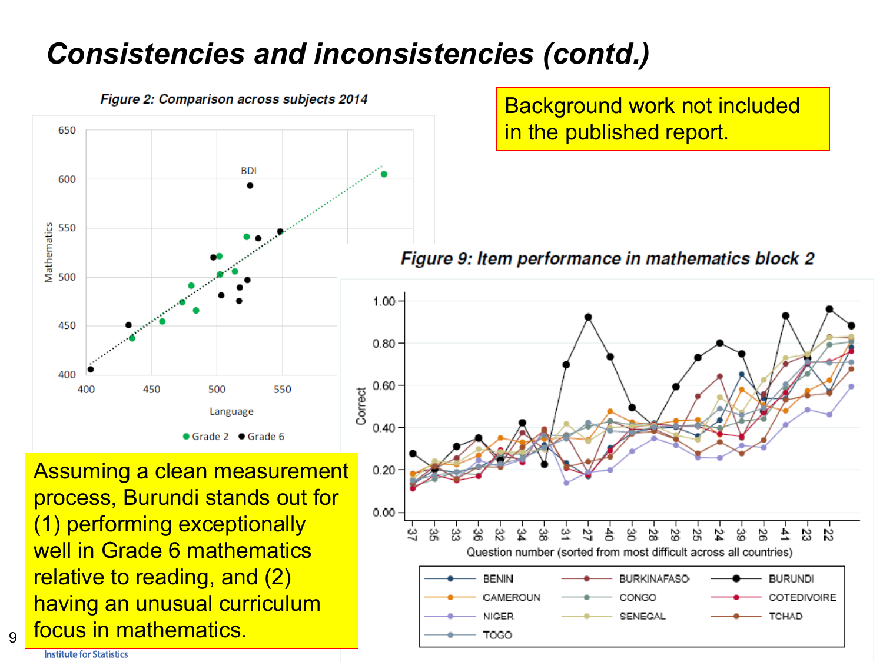# Consistencies and inconsistencies (contd.)

**Figure 2: Comparison across subjects 2014**

**Figure 9: Item performance in mathematics block 2**

Background work not included in the published report.

Assuming a clean measurement process, Burundi stands out for (1) performing exceptionally well in Grade 6 mathematics relative to reading, and (2) having an unusual curriculum focus in mathematics.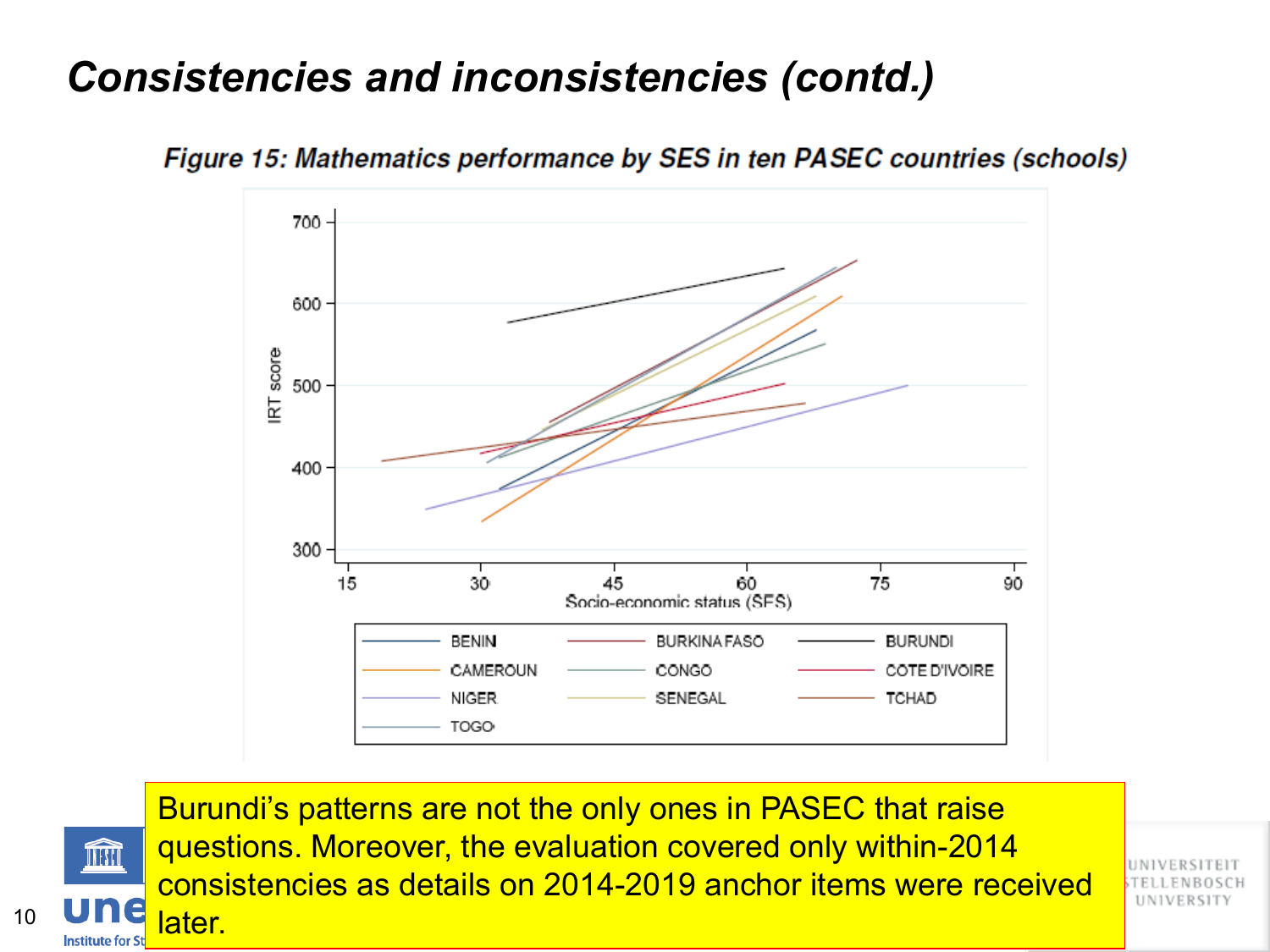# Consistencies and inconsistencies (contd.)

*Figure 15: Mathematics performance by SES in ten PASEC countries (schools)*

Burundi's patterns are not the only ones in PASEC that raise questions. Moreover, the evaluation covered only within-2014 consistencies as details on 2014-2019 anchor items were received later.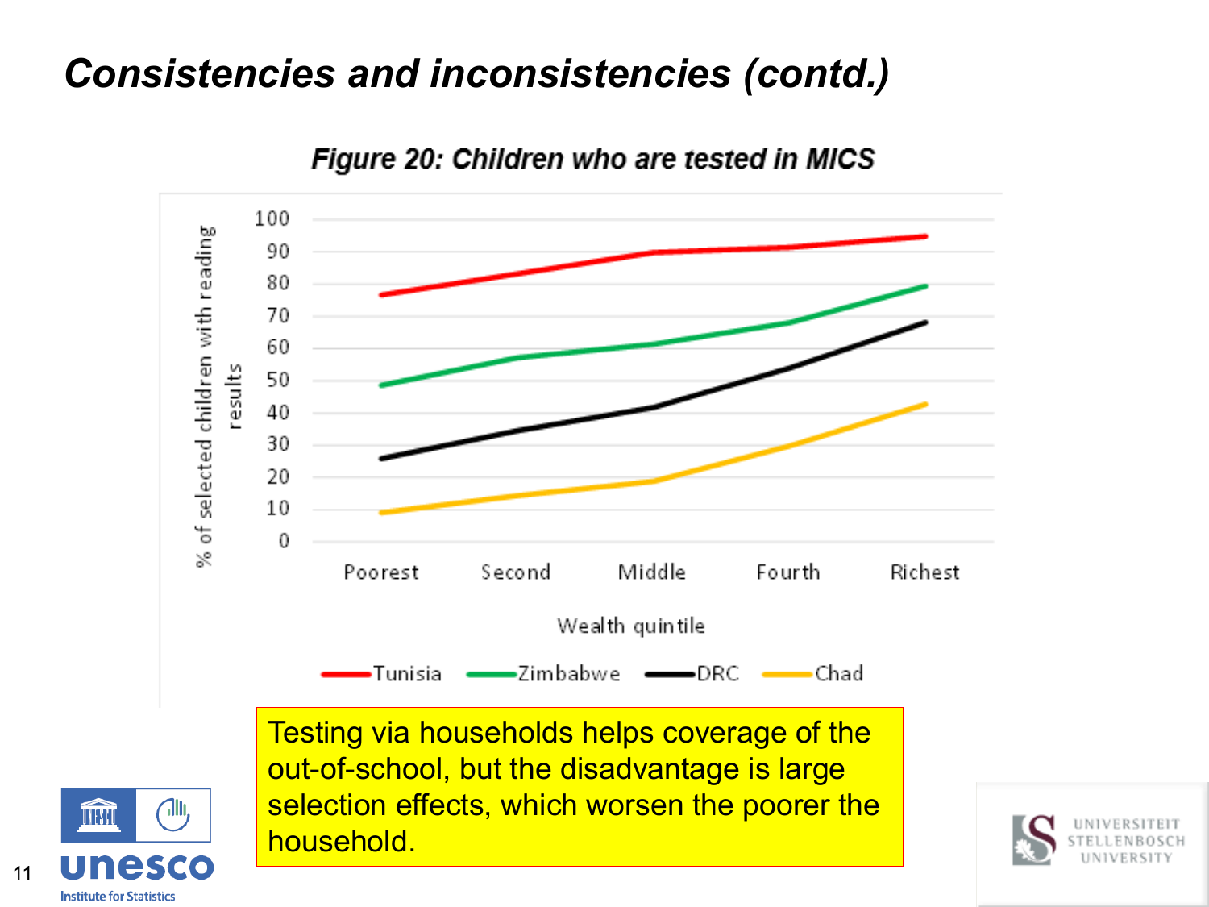# *Consistencies and inconsistencies (contd.)*

***Figure 20: Children who are tested in MICS***

Testing via households helps coverage of the out-of-school, but the disadvantage is large selection effects, which worsen the poorer the household.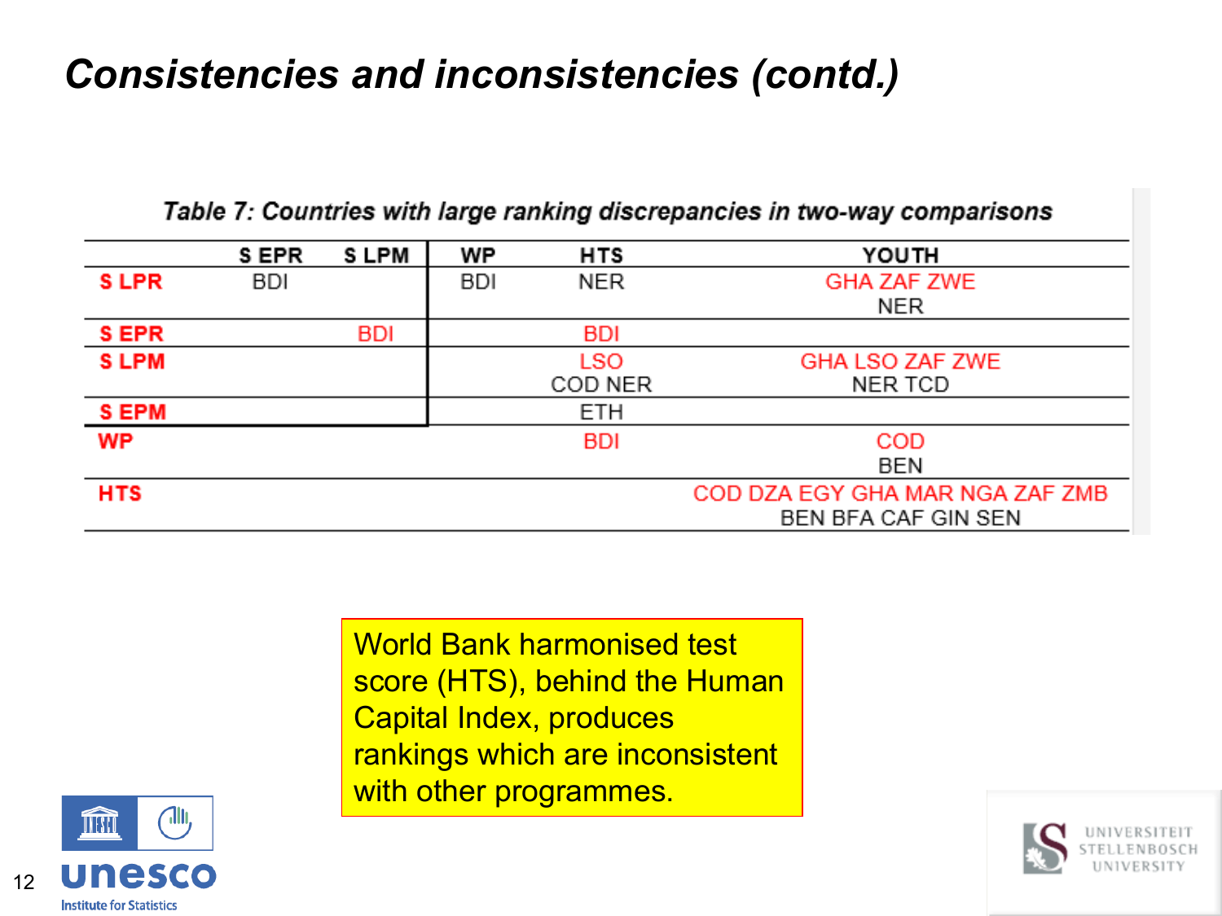# *Consistencies and inconsistencies (contd.)*

***Table 7: Countries with large ranking discrepancies in two-way comparisons***

| | S EPR | S LPM | WP | HTS | YOUTH |
|---|---|---|---|---|---|
| **S LPR** | BDI | | BDI | NER | GHA ZAF ZWE NER |
| **S EPR** | | BDI | | BDI | |
| **S LPM** | | | | LSO COD NER | GHA LSO ZAF ZWE NER TCD |
| **S EPM** | | | | ETH | |
| **WP** | | | | BDI | COD BEN |
| **HTS** | | | | | COD DZA EGY GHA MAR NGA ZAF ZMB BEN BFA CAF GIN SEN |

World Bank harmonised test score (HTS), behind the Human Capital Index, produces rankings which are inconsistent with other programmes.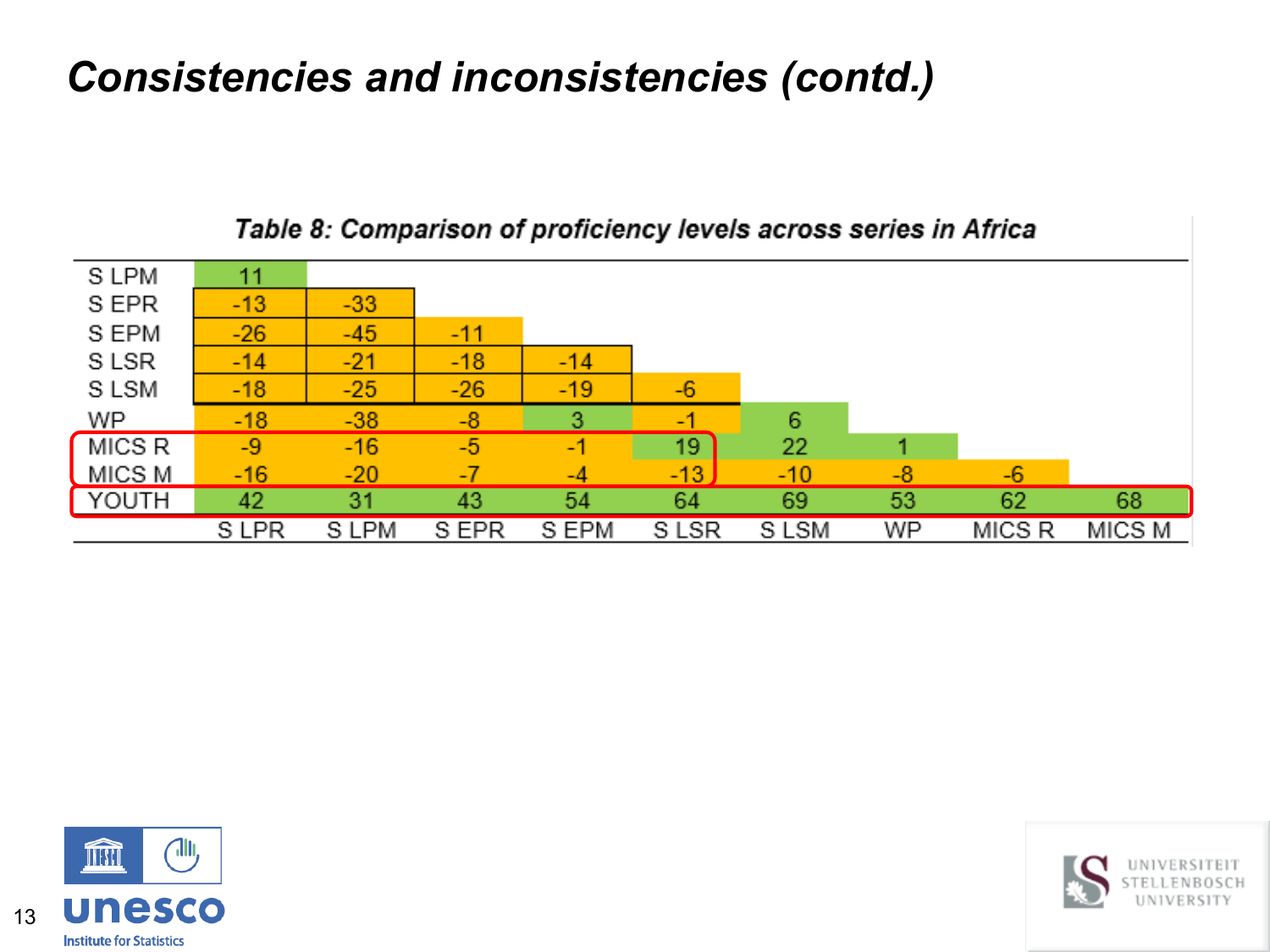# *Consistencies and inconsistencies (contd.)*

***Table 8: Comparison of proficiency levels across series in Africa***

| | S LPR | S LPM | S EPR | S EPM | S LSR | S LSM | WP | MICS R | MICS M |
|---|---|---|---|---|---|---|---|---|---|
| S LPM | 11 | | | | | | | | |
| S EPR | -13 | -33 | | | | | | | |
| S EPM | -26 | -45 | -11 | | | | | | |
| S LSR | -14 | -21 | -18 | -14 | | | | | |
| S LSM | -18 | -25 | -26 | -19 | -6 | | | | |
| WP | -18 | -38 | -8 | 3 | -1 | 6 | | | |
| MICS R | -9 | -16 | -5 | -1 | 19 | 22 | 1 | | |
| MICS M | -16 | -20 | -7 | -4 | -13 | -10 | -8 | -6 | |
| YOUTH | 42 | 31 | 43 | 54 | 64 | 69 | 53 | 62 | 68 |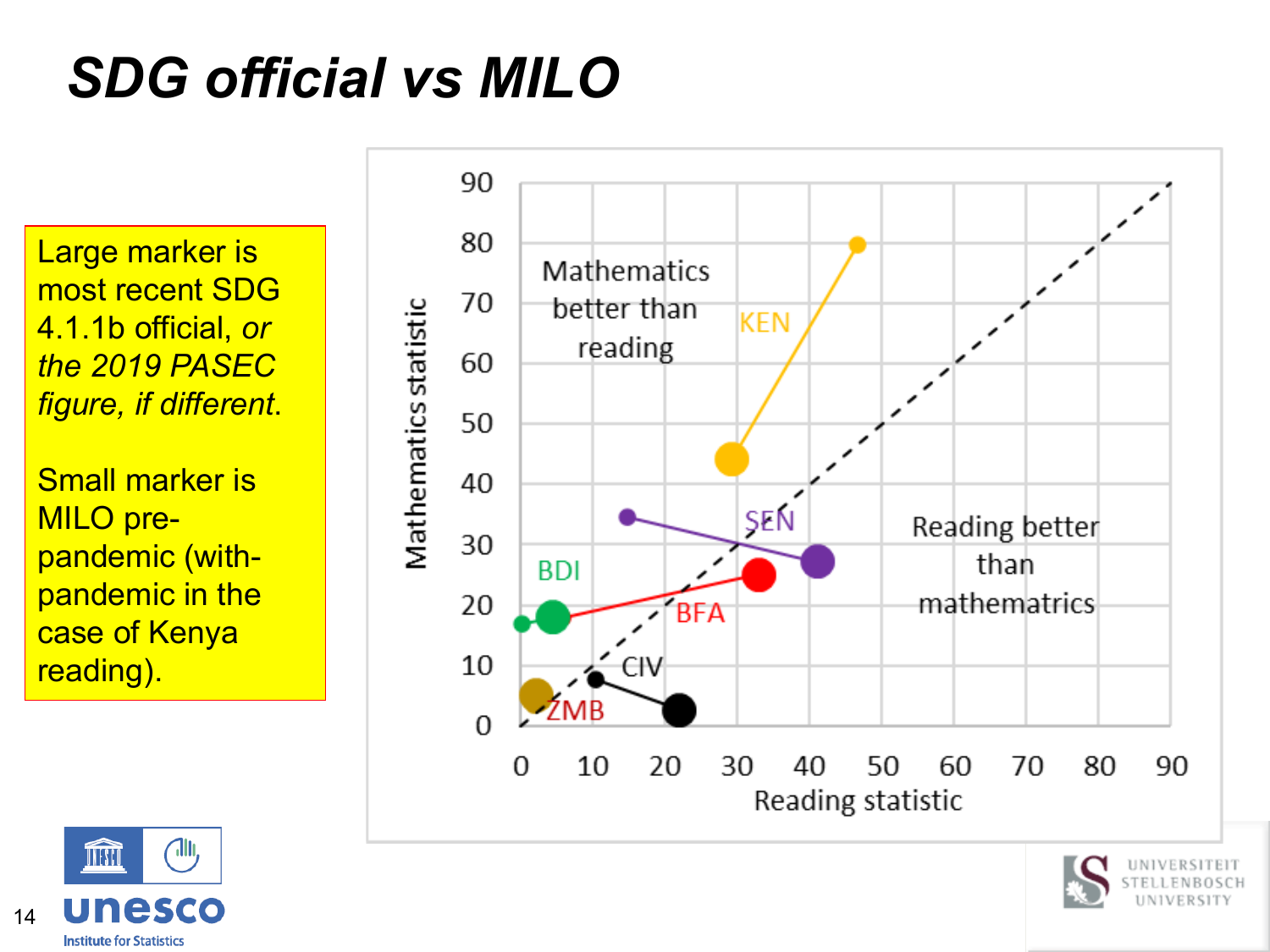# SDG official vs MILO

Large marker is most recent SDG 4.1.1b official, *or the 2019 PASEC figure, if different*.

Small marker is MILO pre-pandemic (with-pandemic in the case of Kenya reading).

Mathematics statistic

Mathematics better than reading

Reading better than mathematatrics

KEN

SEN

BDI

BFA

CIV

ZMB

Reading statistic

0 10 20 30 40 50 60 70 80 90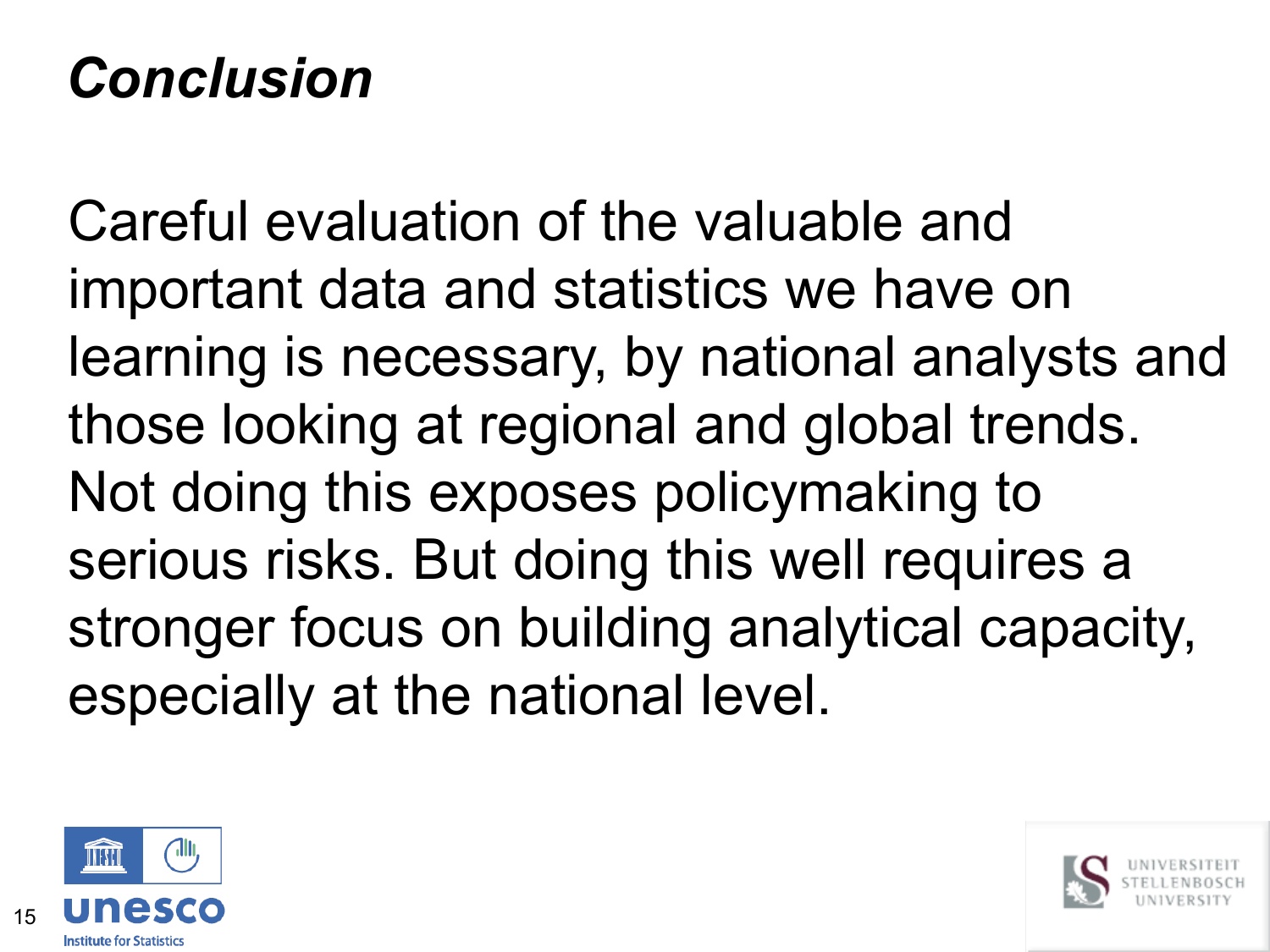# *Conclusion*

Careful evaluation of the valuable and important data and statistics we have on learning is necessary, by national analysts and those looking at regional and global trends. Not doing this exposes policymaking to serious risks. But doing this well requires a stronger focus on building analytical capacity, especially at the national level.